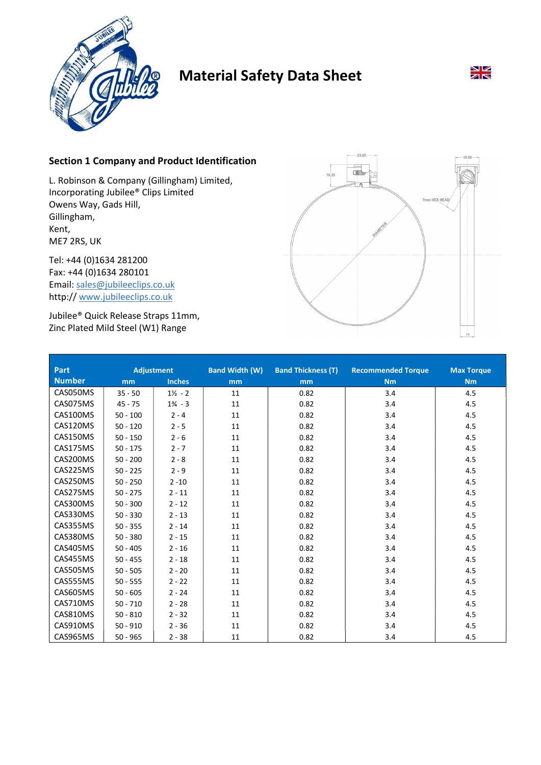# Material Safety Data Sheet

## Section 1 Company and Product Identification

L. Robinson & Company (Gillingham) Limited,
Incorporating Jubilee® Clips Limited
Owens Way, Gads Hill,
Gillingham,
Kent,
ME7 2RS, UK

Tel: +44 (0)1634 281200
Fax: +44 (0)1634 280101
Email: sales@jubileeclips.co.uk
http:// www.jubileeclips.co.uk

Jubilee® Quick Release Straps 11mm,
Zinc Plated Mild Steel (W1) Range

| Part Number | Adjustment mm | Adjustment Inches | Band Width (W) mm | Band Thickness (T) mm | Recommended Torque Nm | Max Torque Nm |
|---|---|---|---|---|---|---|
| CAS050MS | 35 - 50 | 1½ - 2 | 11 | 0.82 | 3.4 | 4.5 |
| CAS075MS | 45 - 75 | 1¾ - 3 | 11 | 0.82 | 3.4 | 4.5 |
| CAS100MS | 50 - 100 | 2 - 4 | 11 | 0.82 | 3.4 | 4.5 |
| CAS120MS | 50 - 120 | 2 - 5 | 11 | 0.82 | 3.4 | 4.5 |
| CAS150MS | 50 - 150 | 2 - 6 | 11 | 0.82 | 3.4 | 4.5 |
| CAS175MS | 50 - 175 | 2 - 7 | 11 | 0.82 | 3.4 | 4.5 |
| CAS200MS | 50 - 200 | 2 - 8 | 11 | 0.82 | 3.4 | 4.5 |
| CAS225MS | 50 - 225 | 2 - 9 | 11 | 0.82 | 3.4 | 4.5 |
| CAS250MS | 50 - 250 | 2 -10 | 11 | 0.82 | 3.4 | 4.5 |
| CAS275MS | 50 - 275 | 2 - 11 | 11 | 0.82 | 3.4 | 4.5 |
| CAS300MS | 50 - 300 | 2 - 12 | 11 | 0.82 | 3.4 | 4.5 |
| CAS330MS | 50 - 330 | 2 - 13 | 11 | 0.82 | 3.4 | 4.5 |
| CAS355MS | 50 - 355 | 2 - 14 | 11 | 0.82 | 3.4 | 4.5 |
| CAS380MS | 50 - 380 | 2 - 15 | 11 | 0.82 | 3.4 | 4.5 |
| CAS405MS | 50 - 405 | 2 - 16 | 11 | 0.82 | 3.4 | 4.5 |
| CAS455MS | 50 - 455 | 2 - 18 | 11 | 0.82 | 3.4 | 4.5 |
| CAS505MS | 50 - 505 | 2 - 20 | 11 | 0.82 | 3.4 | 4.5 |
| CAS555MS | 50 - 555 | 2 - 22 | 11 | 0.82 | 3.4 | 4.5 |
| CAS605MS | 50 - 605 | 2 - 24 | 11 | 0.82 | 3.4 | 4.5 |
| CAS710MS | 50 - 710 | 2 - 28 | 11 | 0.82 | 3.4 | 4.5 |
| CAS810MS | 50 - 810 | 2 - 32 | 11 | 0.82 | 3.4 | 4.5 |
| CAS910MS | 50 - 910 | 2 - 36 | 11 | 0.82 | 3.4 | 4.5 |
| CAS965MS | 50 - 965 | 2 - 38 | 11 | 0.82 | 3.4 | 4.5 |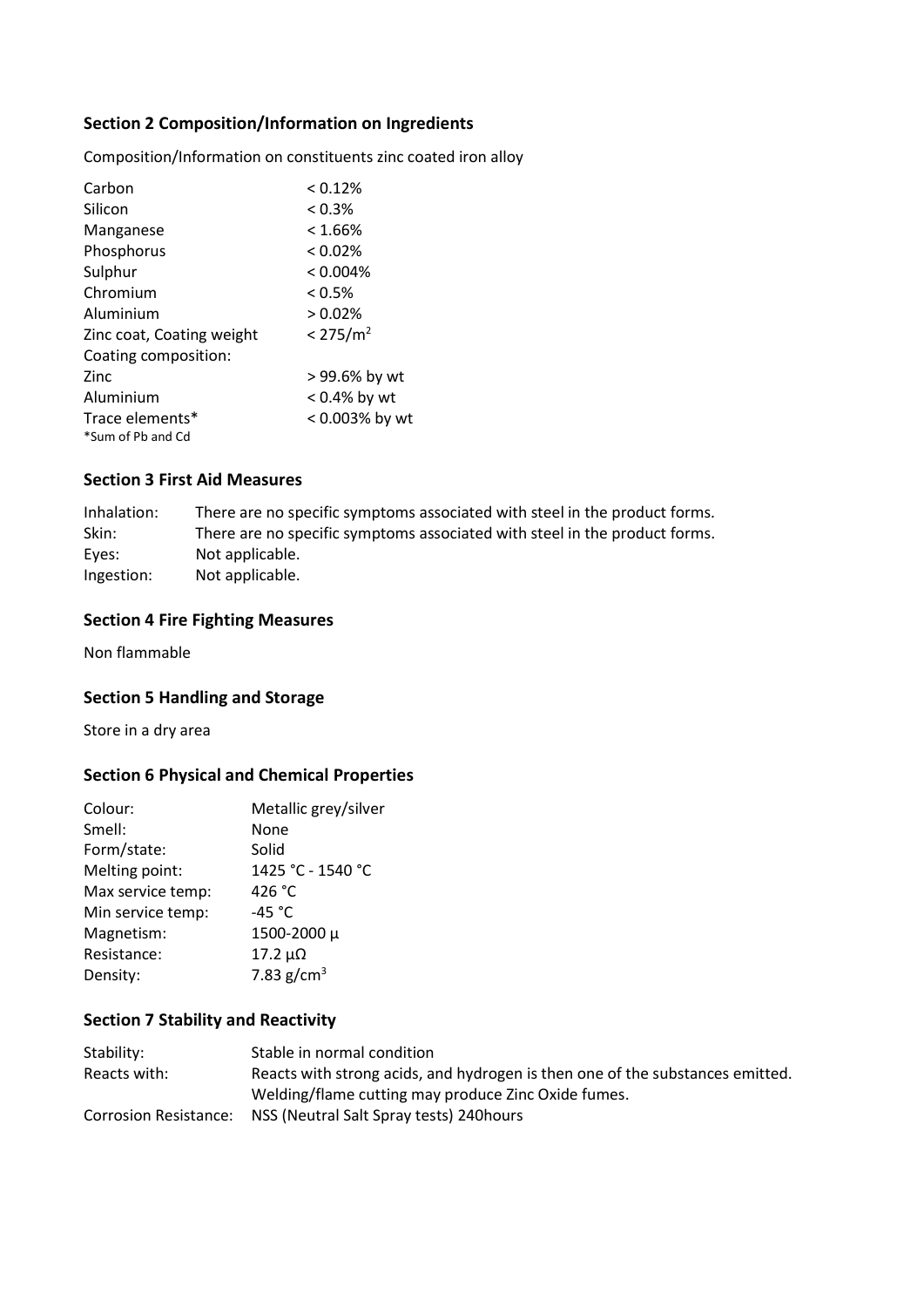## Section 2 Composition/Information on Ingredients

Composition/Information on constituents zinc coated iron alloy

| | |
|---|---|
| Carbon | < 0.12% |
| Silicon | < 0.3% |
| Manganese | < 1.66% |
| Phosphorus | < 0.02% |
| Sulphur | < 0.004% |
| Chromium | < 0.5% |
| Aluminium | > 0.02% |
| Zinc coat, Coating weight | < 275/$m^2$ |
| Coating composition: | |
| Zinc | > 99.6% by wt |
| Aluminium | < 0.4% by wt |
| Trace elements* | < 0.003% by wt |

*Sum of Pb and Cd

## Section 3 First Aid Measures

| | |
|---|---|
| Inhalation: | There are no specific symptoms associated with steel in the product forms. |
| Skin: | There are no specific symptoms associated with steel in the product forms. |
| Eyes: | Not applicable. |
| Ingestion: | Not applicable. |

## Section 4 Fire Fighting Measures

Non flammable

## Section 5 Handling and Storage

Store in a dry area

## Section 6 Physical and Chemical Properties

| | |
|---|---|
| Colour: | Metallic grey/silver |
| Smell: | None |
| Form/state: | Solid |
| Melting point: | 1425 °C - 1540 °C |
| Max service temp: | 426 °C |
| Min service temp: | -45 °C |
| Magnetism: | 1500-2000 µ |
| Resistance: | 17.2 µΩ |
| Density: | 7.83 g/$cm^3$ |

## Section 7 Stability and Reactivity

| | |
|---|---|
| Stability: | Stable in normal condition |
| Reacts with: | Reacts with strong acids, and hydrogen is then one of the substances emitted. Welding/flame cutting may produce Zinc Oxide fumes. |
| Corrosion Resistance: | NSS (Neutral Salt Spray tests) 240hours |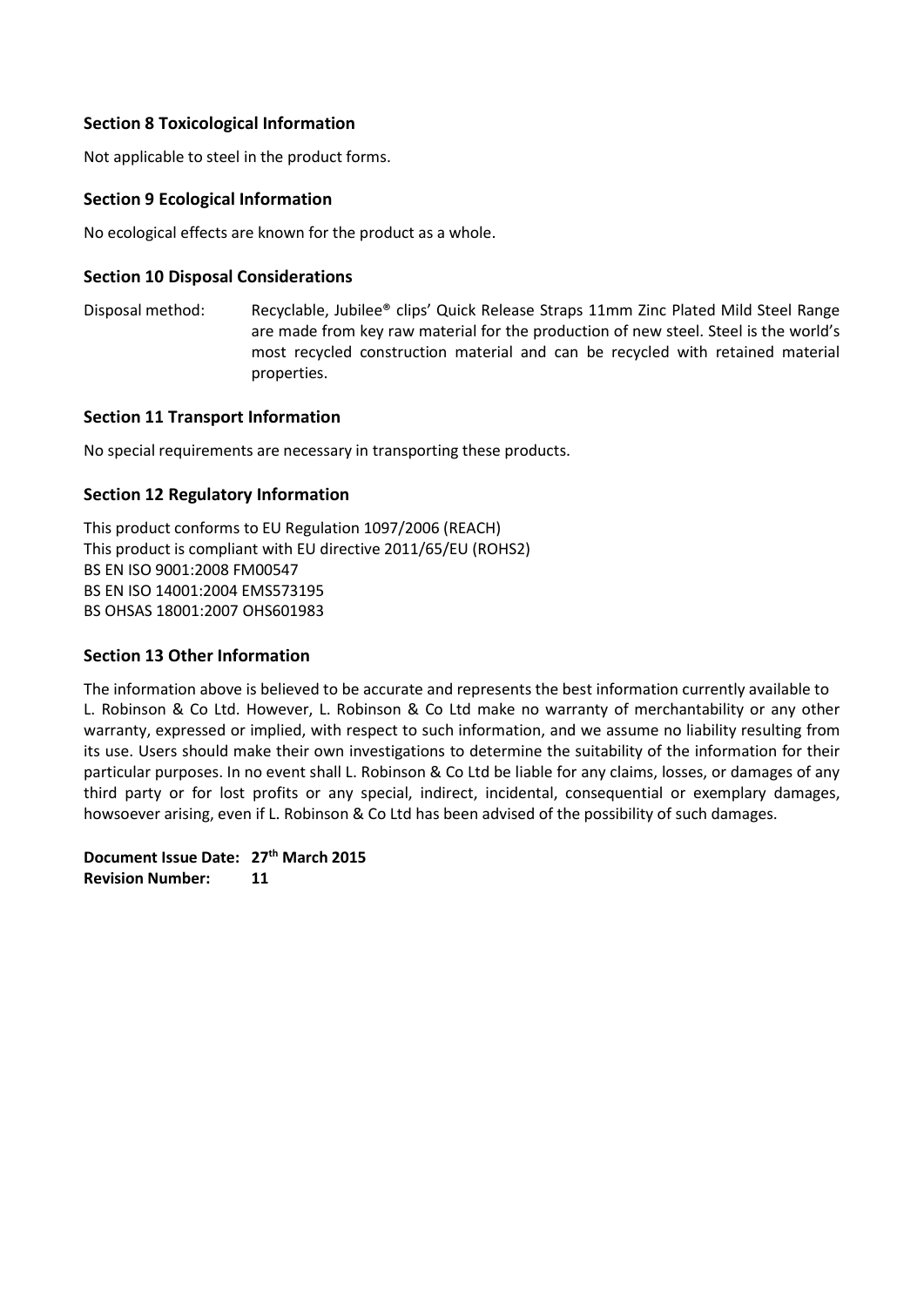## Section 8 Toxicological Information

Not applicable to steel in the product forms.

## Section 9 Ecological Information

No ecological effects are known for the product as a whole.

## Section 10 Disposal Considerations

| | |
|---|---|
| Disposal method: | Recyclable, Jubilee® clips' Quick Release Straps 11mm Zinc Plated Mild Steel Range are made from key raw material for the production of new steel. Steel is the world's most recycled construction material and can be recycled with retained material properties. |

## Section 11 Transport Information

No special requirements are necessary in transporting these products.

## Section 12 Regulatory Information

This product conforms to EU Regulation 1097/2006 (REACH)
This product is compliant with EU directive 2011/65/EU (ROHS2)
BS EN ISO 9001:2008 FM00547
BS EN ISO 14001:2004 EMS573195
BS OHSAS 18001:2007 OHS601983

## Section 13 Other Information

The information above is believed to be accurate and represents the best information currently available to L. Robinson & Co Ltd. However, L. Robinson & Co Ltd make no warranty of merchantability or any other warranty, expressed or implied, with respect to such information, and we assume no liability resulting from its use. Users should make their own investigations to determine the suitability of the information for their particular purposes. In no event shall L. Robinson & Co Ltd be liable for any claims, losses, or damages of any third party or for lost profits or any special, indirect, incidental, consequential or exemplary damages, howsoever arising, even if L. Robinson & Co Ltd has been advised of the possibility of such damages.

**Document Issue Date: 27th March 2015**
**Revision Number: 11**